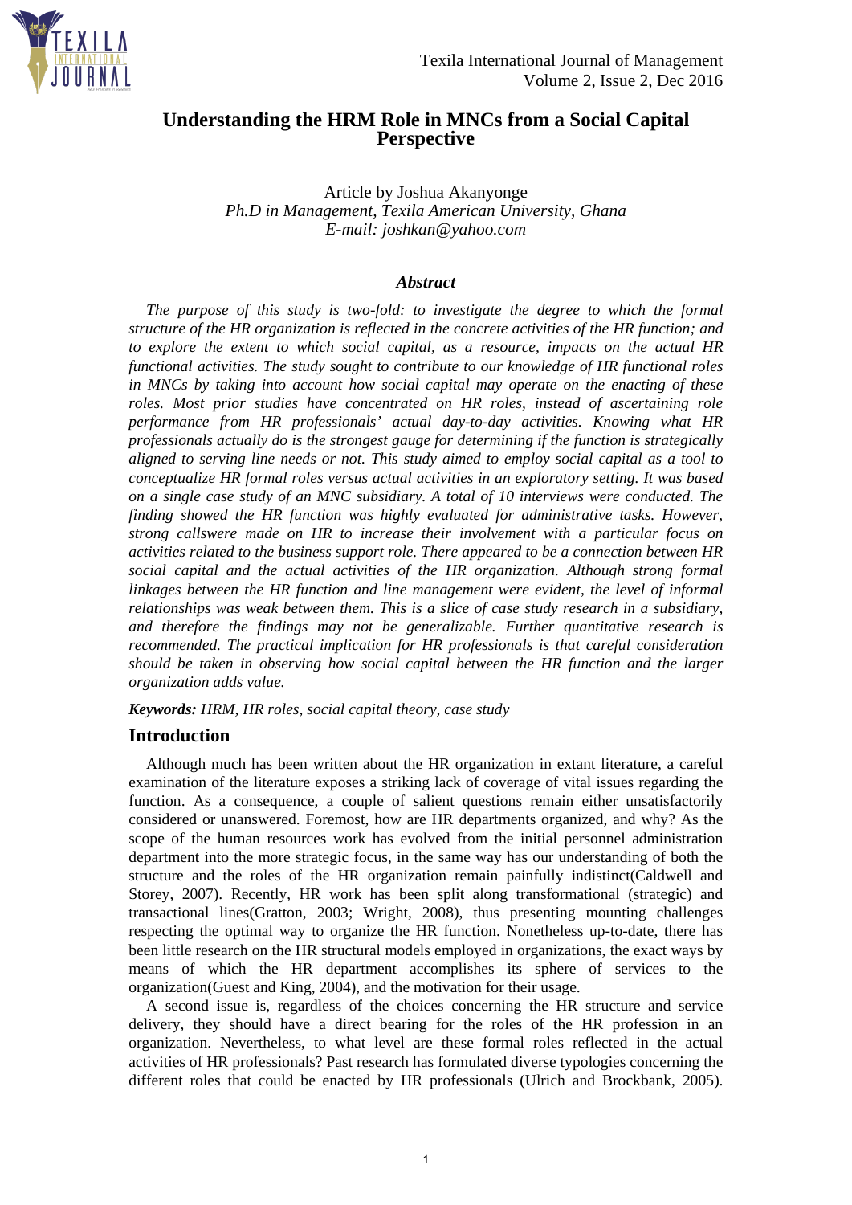# Understanding the HRM Role in MNCs from a Social Capital Perspective

Article by Joshua Akanyonge
*Ph.D in Management, Texila American University, Ghana*
*E-mail: joshkan@yahoo.com*

### *Abstract*

*The purpose of this study is two-fold: to investigate the degree to which the formal structure of the HR organization is reflected in the concrete activities of the HR function; and to explore the extent to which social capital, as a resource, impacts on the actual HR functional activities. The study sought to contribute to our knowledge of HR functional roles in MNCs by taking into account how social capital may operate on the enacting of these roles. Most prior studies have concentrated on HR roles, instead of ascertaining role performance from HR professionals' actual day-to-day activities. Knowing what HR professionals actually do is the strongest gauge for determining if the function is strategically aligned to serving line needs or not. This study aimed to employ social capital as a tool to conceptualize HR formal roles versus actual activities in an exploratory setting. It was based on a single case study of an MNC subsidiary. A total of 10 interviews were conducted. The finding showed the HR function was highly evaluated for administrative tasks. However, strong callswere made on HR to increase their involvement with a particular focus on activities related to the business support role. There appeared to be a connection between HR social capital and the actual activities of the HR organization. Although strong formal linkages between the HR function and line management were evident, the level of informal relationships was weak between them. This is a slice of case study research in a subsidiary, and therefore the findings may not be generalizable. Further quantitative research is recommended. The practical implication for HR professionals is that careful consideration should be taken in observing how social capital between the HR function and the larger organization adds value.*

***Keywords:*** *HRM, HR roles, social capital theory, case study*

## Introduction

Although much has been written about the HR organization in extant literature, a careful examination of the literature exposes a striking lack of coverage of vital issues regarding the function. As a consequence, a couple of salient questions remain either unsatisfactorily considered or unanswered. Foremost, how are HR departments organized, and why? As the scope of the human resources work has evolved from the initial personnel administration department into the more strategic focus, in the same way has our understanding of both the structure and the roles of the HR organization remain painfully indistinct(Caldwell and Storey, 2007). Recently, HR work has been split along transformational (strategic) and transactional lines(Gratton, 2003; Wright, 2008), thus presenting mounting challenges respecting the optimal way to organize the HR function. Nonetheless up-to-date, there has been little research on the HR structural models employed in organizations, the exact ways by means of which the HR department accomplishes its sphere of services to the organization(Guest and King, 2004), and the motivation for their usage.

A second issue is, regardless of the choices concerning the HR structure and service delivery, they should have a direct bearing for the roles of the HR profession in an organization. Nevertheless, to what level are these formal roles reflected in the actual activities of HR professionals? Past research has formulated diverse typologies concerning the different roles that could be enacted by HR professionals (Ulrich and Brockbank, 2005).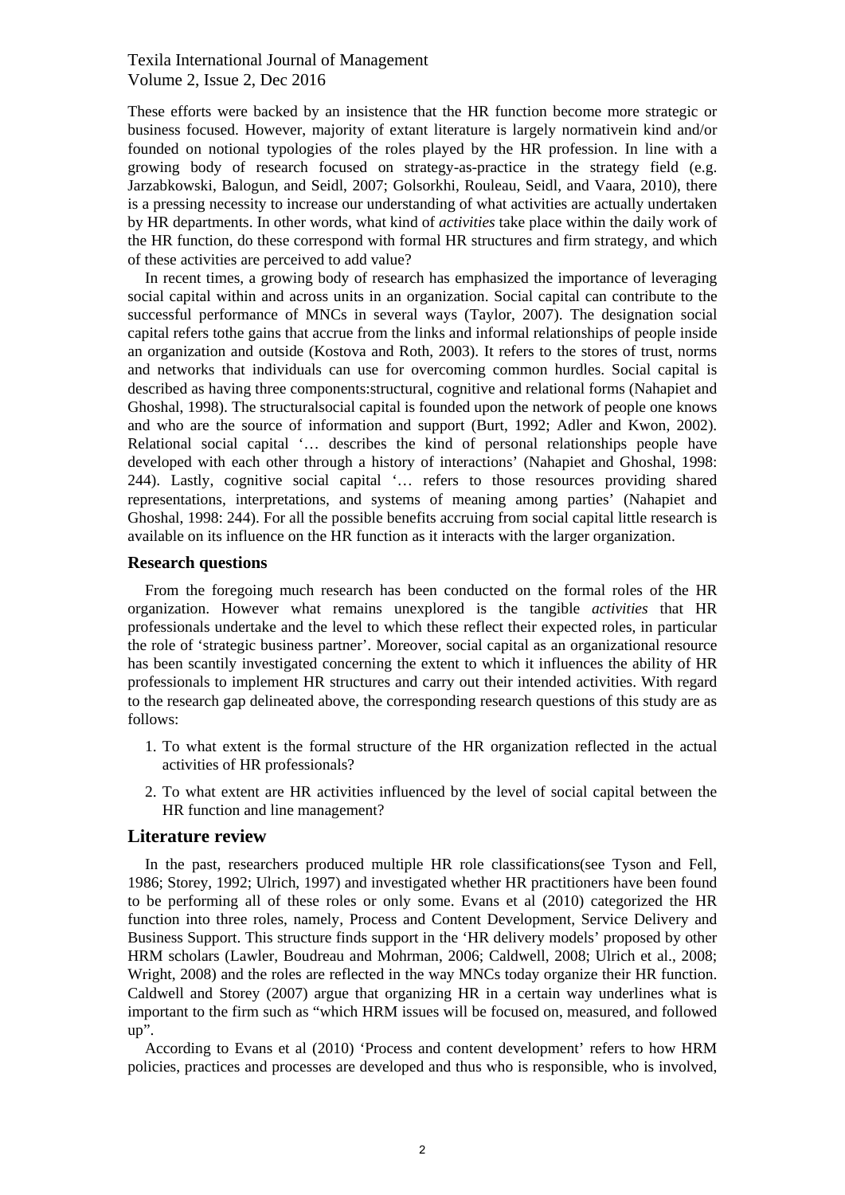These efforts were backed by an insistence that the HR function become more strategic or business focused. However, majority of extant literature is largely normativein kind and/or founded on notional typologies of the roles played by the HR profession. In line with a growing body of research focused on strategy-as-practice in the strategy field (e.g. Jarzabkowski, Balogun, and Seidl, 2007; Golsorkhi, Rouleau, Seidl, and Vaara, 2010), there is a pressing necessity to increase our understanding of what activities are actually undertaken by HR departments. In other words, what kind of *activities* take place within the daily work of the HR function, do these correspond with formal HR structures and firm strategy, and which of these activities are perceived to add value?

In recent times, a growing body of research has emphasized the importance of leveraging social capital within and across units in an organization. Social capital can contribute to the successful performance of MNCs in several ways (Taylor, 2007). The designation social capital refers tothe gains that accrue from the links and informal relationships of people inside an organization and outside (Kostova and Roth, 2003). It refers to the stores of trust, norms and networks that individuals can use for overcoming common hurdles. Social capital is described as having three components:structural, cognitive and relational forms (Nahapiet and Ghoshal, 1998). The structuralsocial capital is founded upon the network of people one knows and who are the source of information and support (Burt, 1992; Adler and Kwon, 2002). Relational social capital '… describes the kind of personal relationships people have developed with each other through a history of interactions' (Nahapiet and Ghoshal, 1998: 244). Lastly, cognitive social capital '… refers to those resources providing shared representations, interpretations, and systems of meaning among parties' (Nahapiet and Ghoshal, 1998: 244). For all the possible benefits accruing from social capital little research is available on its influence on the HR function as it interacts with the larger organization.

### Research questions

From the foregoing much research has been conducted on the formal roles of the HR organization. However what remains unexplored is the tangible *activities* that HR professionals undertake and the level to which these reflect their expected roles, in particular the role of 'strategic business partner'. Moreover, social capital as an organizational resource has been scantily investigated concerning the extent to which it influences the ability of HR professionals to implement HR structures and carry out their intended activities. With regard to the research gap delineated above, the corresponding research questions of this study are as follows:

1. To what extent is the formal structure of the HR organization reflected in the actual activities of HR professionals?
2. To what extent are HR activities influenced by the level of social capital between the HR function and line management?

## Literature review

In the past, researchers produced multiple HR role classifications(see Tyson and Fell, 1986; Storey, 1992; Ulrich, 1997) and investigated whether HR practitioners have been found to be performing all of these roles or only some. Evans et al (2010) categorized the HR function into three roles, namely, Process and Content Development, Service Delivery and Business Support. This structure finds support in the 'HR delivery models' proposed by other HRM scholars (Lawler, Boudreau and Mohrman, 2006; Caldwell, 2008; Ulrich et al., 2008; Wright, 2008) and the roles are reflected in the way MNCs today organize their HR function. Caldwell and Storey (2007) argue that organizing HR in a certain way underlines what is important to the firm such as "which HRM issues will be focused on, measured, and followed up".

According to Evans et al (2010) 'Process and content development' refers to how HRM policies, practices and processes are developed and thus who is responsible, who is involved,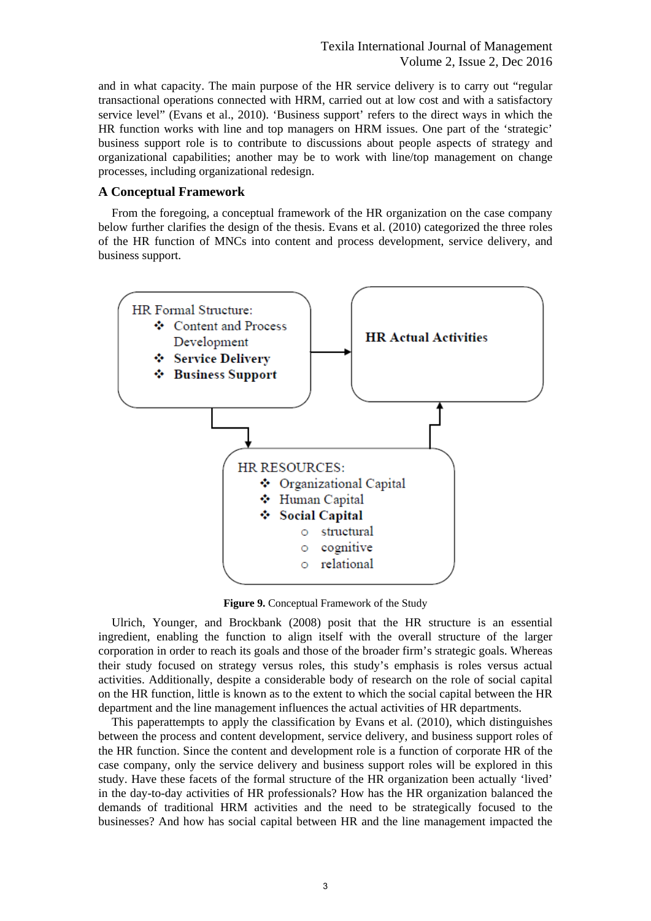and in what capacity. The main purpose of the HR service delivery is to carry out "regular transactional operations connected with HRM, carried out at low cost and with a satisfactory service level" (Evans et al., 2010). 'Business support' refers to the direct ways in which the HR function works with line and top managers on HRM issues. One part of the 'strategic' business support role is to contribute to discussions about people aspects of strategy and organizational capabilities; another may be to work with line/top management on change processes, including organizational redesign.

### A Conceptual Framework

From the foregoing, a conceptual framework of the HR organization on the case company below further clarifies the design of the thesis. Evans et al. (2010) categorized the three roles of the HR function of MNCs into content and process development, service delivery, and business support.

HR Formal Structure:
- Content and Process Development
- **Service Delivery**
- **Business Support**

**HR Actual Activities**

HR RESOURCES:
- Organizational Capital
- Human Capital
- **Social Capital**
  - structural
  - cognitive
  - relational

**Figure 9.** Conceptual Framework of the Study

Ulrich, Younger, and Brockbank (2008) posit that the HR structure is an essential ingredient, enabling the function to align itself with the overall structure of the larger corporation in order to reach its goals and those of the broader firm's strategic goals. Whereas their study focused on strategy versus roles, this study's emphasis is roles versus actual activities. Additionally, despite a considerable body of research on the role of social capital on the HR function, little is known as to the extent to which the social capital between the HR department and the line management influences the actual activities of HR departments.

This paperattempts to apply the classification by Evans et al. (2010), which distinguishes between the process and content development, service delivery, and business support roles of the HR function. Since the content and development role is a function of corporate HR of the case company, only the service delivery and business support roles will be explored in this study. Have these facets of the formal structure of the HR organization been actually 'lived' in the day-to-day activities of HR professionals? How has the HR organization balanced the demands of traditional HRM activities and the need to be strategically focused to the businesses? And how has social capital between HR and the line management impacted the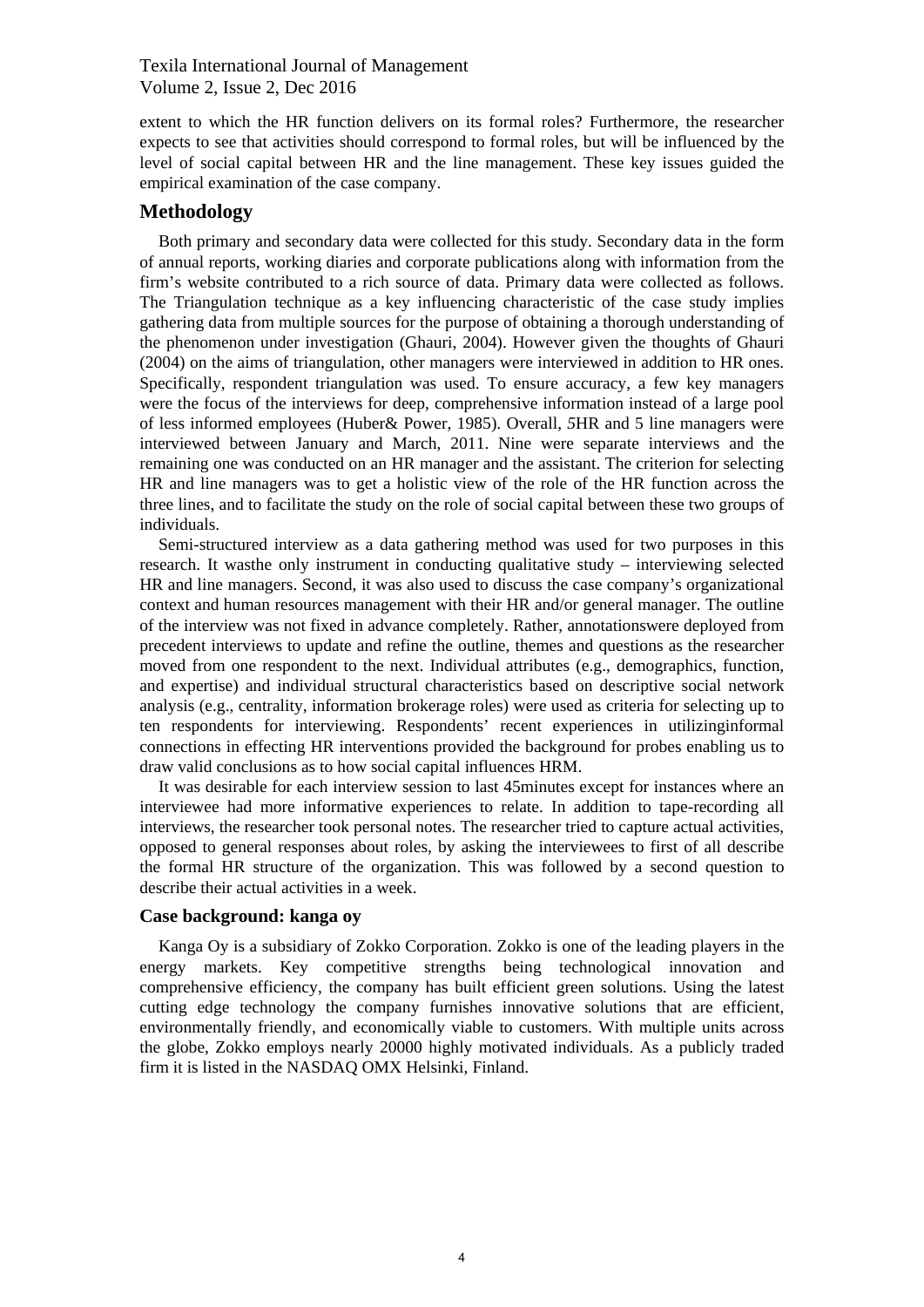extent to which the HR function delivers on its formal roles? Furthermore, the researcher expects to see that activities should correspond to formal roles, but will be influenced by the level of social capital between HR and the line management. These key issues guided the empirical examination of the case company.

## Methodology

Both primary and secondary data were collected for this study. Secondary data in the form of annual reports, working diaries and corporate publications along with information from the firm's website contributed to a rich source of data. Primary data were collected as follows. The Triangulation technique as a key influencing characteristic of the case study implies gathering data from multiple sources for the purpose of obtaining a thorough understanding of the phenomenon under investigation (Ghauri, 2004). However given the thoughts of Ghauri (2004) on the aims of triangulation, other managers were interviewed in addition to HR ones. Specifically, respondent triangulation was used. To ensure accuracy, a few key managers were the focus of the interviews for deep, comprehensive information instead of a large pool of less informed employees (Huber& Power, 1985). Overall, 5HR and 5 line managers were interviewed between January and March, 2011. Nine were separate interviews and the remaining one was conducted on an HR manager and the assistant. The criterion for selecting HR and line managers was to get a holistic view of the role of the HR function across the three lines, and to facilitate the study on the role of social capital between these two groups of individuals.

Semi-structured interview as a data gathering method was used for two purposes in this research. It wasthe only instrument in conducting qualitative study – interviewing selected HR and line managers. Second, it was also used to discuss the case company's organizational context and human resources management with their HR and/or general manager. The outline of the interview was not fixed in advance completely. Rather, annotationswere deployed from precedent interviews to update and refine the outline, themes and questions as the researcher moved from one respondent to the next. Individual attributes (e.g., demographics, function, and expertise) and individual structural characteristics based on descriptive social network analysis (e.g., centrality, information brokerage roles) were used as criteria for selecting up to ten respondents for interviewing. Respondents' recent experiences in utilizinginformal connections in effecting HR interventions provided the background for probes enabling us to draw valid conclusions as to how social capital influences HRM.

It was desirable for each interview session to last 45minutes except for instances where an interviewee had more informative experiences to relate. In addition to tape-recording all interviews, the researcher took personal notes. The researcher tried to capture actual activities, opposed to general responses about roles, by asking the interviewees to first of all describe the formal HR structure of the organization. This was followed by a second question to describe their actual activities in a week.

### Case background: kanga oy

Kanga Oy is a subsidiary of Zokko Corporation. Zokko is one of the leading players in the energy markets. Key competitive strengths being technological innovation and comprehensive efficiency, the company has built efficient green solutions. Using the latest cutting edge technology the company furnishes innovative solutions that are efficient, environmentally friendly, and economically viable to customers. With multiple units across the globe, Zokko employs nearly 20000 highly motivated individuals. As a publicly traded firm it is listed in the NASDAQ OMX Helsinki, Finland.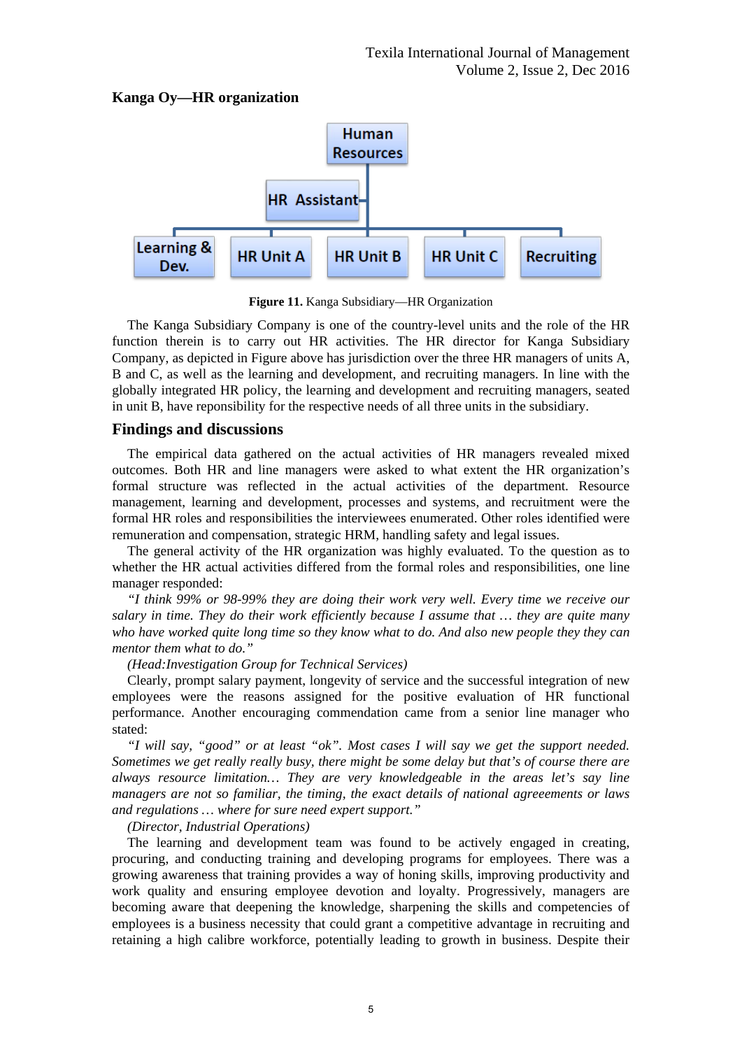**Kanga Oy—HR organization**

**Figure 11.** Kanga Subsidiary—HR Organization

The Kanga Subsidiary Company is one of the country-level units and the role of the HR function therein is to carry out HR activities. The HR director for Kanga Subsidiary Company, as depicted in Figure above has jurisdiction over the three HR managers of units A, B and C, as well as the learning and development, and recruiting managers. In line with the globally integrated HR policy, the learning and development and recruiting managers, seated in unit B, have reponsibility for the respective needs of all three units in the subsidiary.

## Findings and discussions

The empirical data gathered on the actual activities of HR managers revealed mixed outcomes. Both HR and line managers were asked to what extent the HR organization's formal structure was reflected in the actual activities of the department. Resource management, learning and development, processes and systems, and recruitment were the formal HR roles and responsibilities the interviewees enumerated. Other roles identified were remuneration and compensation, strategic HRM, handling safety and legal issues.

The general activity of the HR organization was highly evaluated. To the question as to whether the HR actual activities differed from the formal roles and responsibilities, one line manager responded:

*"I think 99% or 98-99% they are doing their work very well. Every time we receive our salary in time. They do their work efficiently because I assume that … they are quite many who have worked quite long time so they know what to do. And also new people they they can mentor them what to do."*

*(Head:Investigation Group for Technical Services)*

Clearly, prompt salary payment, longevity of service and the successful integration of new employees were the reasons assigned for the positive evaluation of HR functional performance. Another encouraging commendation came from a senior line manager who stated:

*"I will say, "good" or at least "ok". Most cases I will say we get the support needed. Sometimes we get really really busy, there might be some delay but that's of course there are always resource limitation… They are very knowledgeable in the areas let's say line managers are not so familiar, the timing, the exact details of national agreeements or laws and regulations … where for sure need expert support."*

*(Director, Industrial Operations)*

The learning and development team was found to be actively engaged in creating, procuring, and conducting training and developing programs for employees. There was a growing awareness that training provides a way of honing skills, improving productivity and work quality and ensuring employee devotion and loyalty. Progressively, managers are becoming aware that deepening the knowledge, sharpening the skills and competencies of employees is a business necessity that could grant a competitive advantage in recruiting and retaining a high calibre workforce, potentially leading to growth in business. Despite their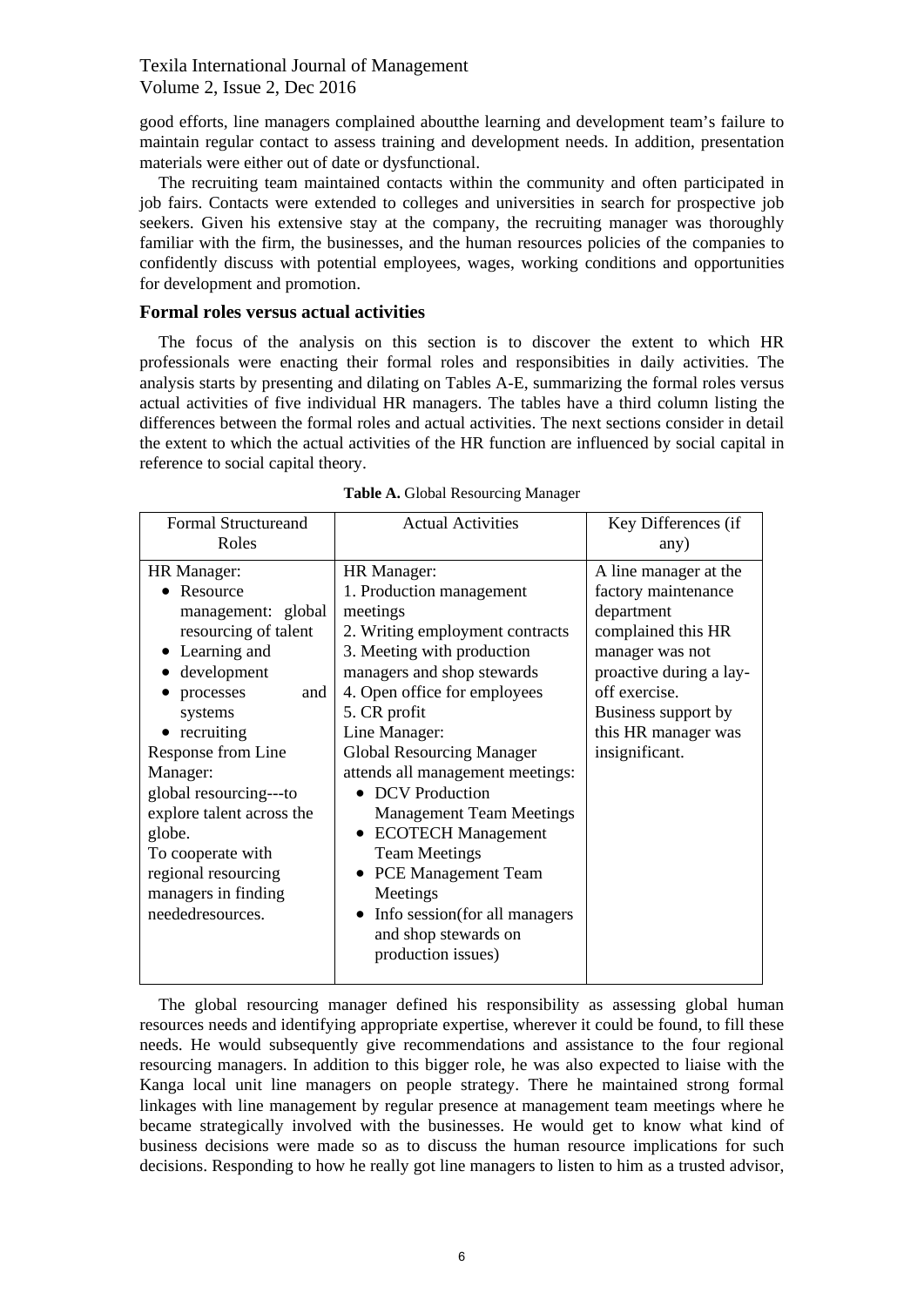good efforts, line managers complained aboutthe learning and development team's failure to maintain regular contact to assess training and development needs. In addition, presentation materials were either out of date or dysfunctional.

The recruiting team maintained contacts within the community and often participated in job fairs. Contacts were extended to colleges and universities in search for prospective job seekers. Given his extensive stay at the company, the recruiting manager was thoroughly familiar with the firm, the businesses, and the human resources policies of the companies to confidently discuss with potential employees, wages, working conditions and opportunities for development and promotion.

### Formal roles versus actual activities

The focus of the analysis on this section is to discover the extent to which HR professionals were enacting their formal roles and responsibities in daily activities. The analysis starts by presenting and dilating on Tables A-E, summarizing the formal roles versus actual activities of five individual HR managers. The tables have a third column listing the differences between the formal roles and actual activities. The next sections consider in detail the extent to which the actual activities of the HR function are influenced by social capital in reference to social capital theory.

**Table A.** Global Resourcing Manager

| Formal Structureand Roles | Actual Activities | Key Differences (if any) |
|---|---|---|
| HR Manager:<br>• Resource management: global resourcing of talent<br>• Learning and<br>• development<br>• processes and systems<br>• recruiting<br>Response from Line Manager:<br>global resourcing---to explore talent across the globe.<br>To cooperate with regional resourcing managers in finding neededresources. | HR Manager:<br>1. Production management meetings<br>2. Writing employment contracts<br>3. Meeting with production managers and shop stewards<br>4. Open office for employees<br>5. CR profit<br>Line Manager:<br>Global Resourcing Manager attends all management meetings:<br>• DCV Production Management Team Meetings<br>• ECOTECH Management Team Meetings<br>• PCE Management Team Meetings<br>• Info session(for all managers and shop stewards on production issues) | A line manager at the factory maintenance department complained this HR manager was not proactive during a lay-off exercise.<br>Business support by this HR manager was insignificant. |

The global resourcing manager defined his responsibility as assessing global human resources needs and identifying appropriate expertise, wherever it could be found, to fill these needs. He would subsequently give recommendations and assistance to the four regional resourcing managers. In addition to this bigger role, he was also expected to liaise with the Kanga local unit line managers on people strategy. There he maintained strong formal linkages with line management by regular presence at management team meetings where he became strategically involved with the businesses. He would get to know what kind of business decisions were made so as to discuss the human resource implications for such decisions. Responding to how he really got line managers to listen to him as a trusted advisor,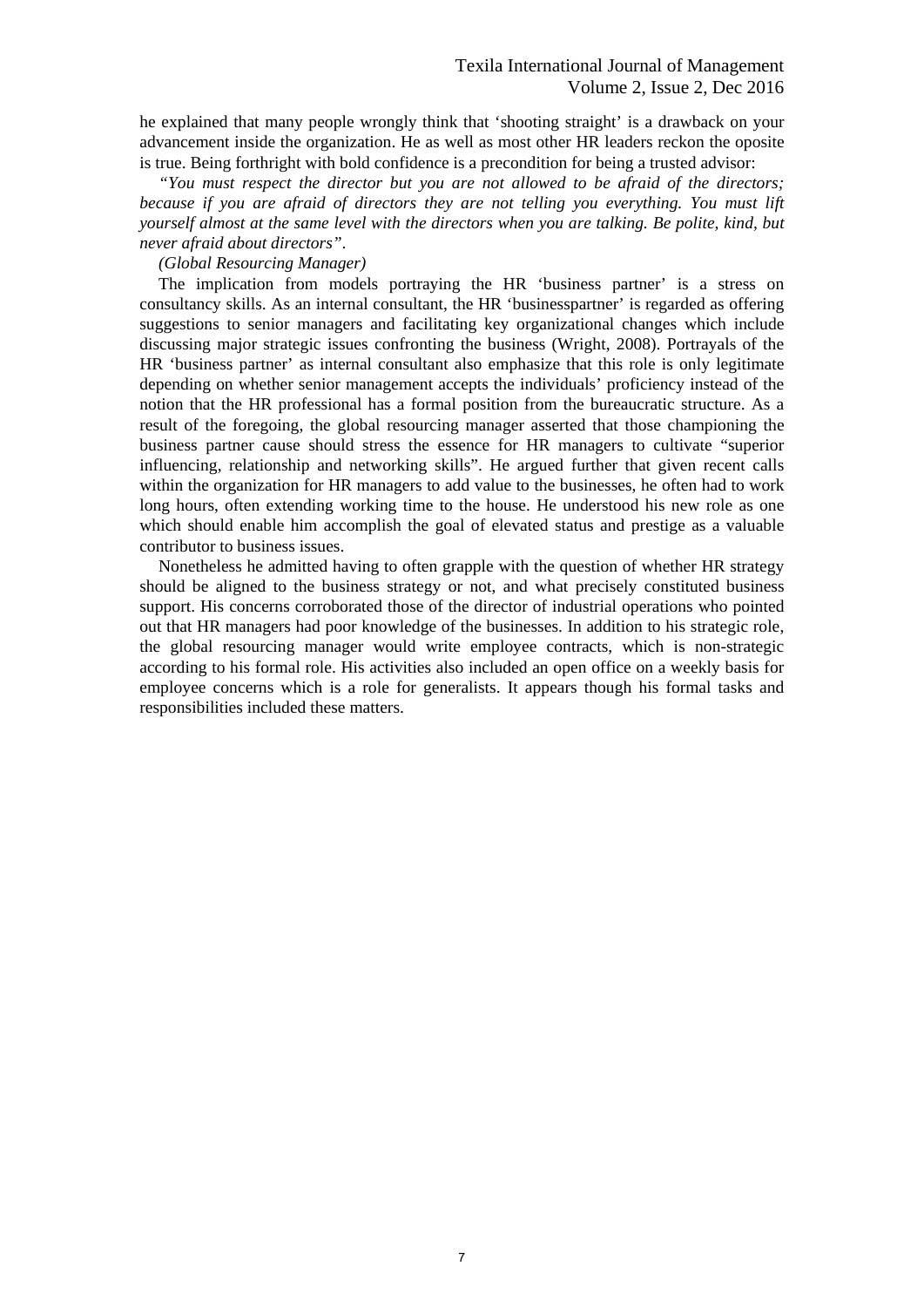he explained that many people wrongly think that 'shooting straight' is a drawback on your advancement inside the organization. He as well as most other HR leaders reckon the oposite is true. Being forthright with bold confidence is a precondition for being a trusted advisor:

*"You must respect the director but you are not allowed to be afraid of the directors; because if you are afraid of directors they are not telling you everything. You must lift yourself almost at the same level with the directors when you are talking. Be polite, kind, but never afraid about directors".*

*(Global Resourcing Manager)*

The implication from models portraying the HR 'business partner' is a stress on consultancy skills. As an internal consultant, the HR 'businesspartner' is regarded as offering suggestions to senior managers and facilitating key organizational changes which include discussing major strategic issues confronting the business (Wright, 2008). Portrayals of the HR 'business partner' as internal consultant also emphasize that this role is only legitimate depending on whether senior management accepts the individuals' proficiency instead of the notion that the HR professional has a formal position from the bureaucratic structure. As a result of the foregoing, the global resourcing manager asserted that those championing the business partner cause should stress the essence for HR managers to cultivate "superior influencing, relationship and networking skills". He argued further that given recent calls within the organization for HR managers to add value to the businesses, he often had to work long hours, often extending working time to the house. He understood his new role as one which should enable him accomplish the goal of elevated status and prestige as a valuable contributor to business issues.

Nonetheless he admitted having to often grapple with the question of whether HR strategy should be aligned to the business strategy or not, and what precisely constituted business support. His concerns corroborated those of the director of industrial operations who pointed out that HR managers had poor knowledge of the businesses. In addition to his strategic role, the global resourcing manager would write employee contracts, which is non-strategic according to his formal role. His activities also included an open office on a weekly basis for employee concerns which is a role for generalists. It appears though his formal tasks and responsibilities included these matters.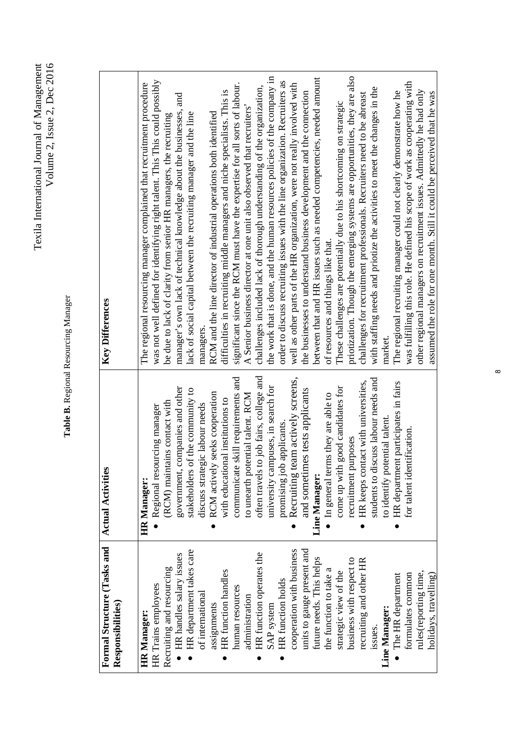**Table B.** Regional Resourcing Manager

| Formal Structure (Tasks and Responsibilities) | Actual Activities | Key Differences |
|---|---|---|
| **HR Manager:**<br>HR Trains employees<br>Recruiting and resourcing<br>• HR handles salary issues<br>• HR department takes care of international assignments<br>• HR function handles human resources administration<br>• HR function operates the SAP system<br>• HR function holds cooperation with business units to gauge present and future needs. This helps the function to take a strategic view of the business with respect to recruiting and other HR issues.<br>**Line Manager:**<br>• The HR department formulates common rules(reporting time, holidays, travelling) | **HR Manager:**<br>• Regional resourcing manager (RCM) maintains contact with government, companies and other stakeholders of the community to discuss strategic labour needs<br>• RCM actively seeks cooperation with educational institutions to communicate skill requirements and to unearth potential talent. RCM often travels to job fairs, college and university campuses, in search for promising job applicants.<br>• Recruiting team actively screens, and sometimes tests applicants<br>**Line Manager:**<br>• In general terms they are able to come up with good candidates for recruitment purposes<br>• HR keeps contact with universities, students to discuss labour needs and to identify potential talent.<br>• HR department participates in fairs for talent identification. | The regional resourcing manager complained that recruitment procedure was not well defined for identifying right talent. This This could possibly be due to lack of clarity from senior HR managers, the recruiting manager's own lack of technical knowledge about the businesses, and lack of social capital between the recruiting manager and the line managers.<br>RCM and the line director of industrial operations both identified difficulties in recruiting middle managers and niche specialists. This is significant since the RCM must have the expertise for all sorts of labour.<br>A Senior business director at one unit also observed that recruiters' challenges included lack of thorough understanding of the organization, the work that is done, and the human resources policies of the company in order to discuss recruiting issues with the line organization. Recruiters as well as other parts of the HR organization, were not really involved with the businesses to understand business development and the connection between that and HR issues such as needed competencies, needed amount of resources and things like that.<br>These challenges are potentially due to his shortcoming on strategic priotization. Though the emerging systems are opportunities, they are also challenges for recruitment professionals. Recruiters need to be abreast with staffing needs and priotize the activities to meet the changes in the market.<br>The regional recruiting manager could not clearly demonstrate how he was fulfilling this role. He defined his scope of work as cooperating with other regional managers on recruitment issues. Admittedly he had only assumed the role for one month. Still it could be perceived that he was |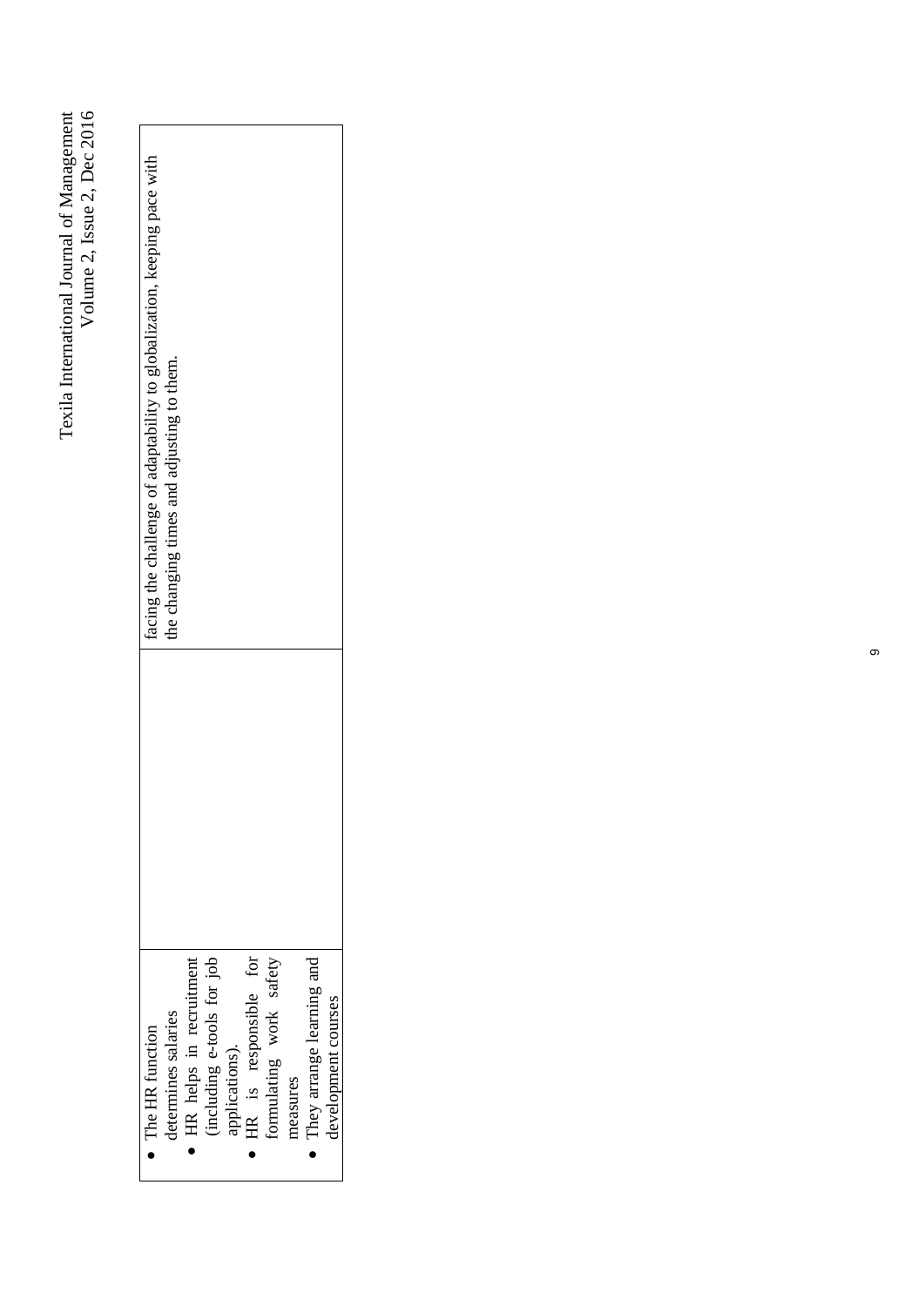| | | |
|---|---|---|
| • The HR function determines salaries<br>• HR helps in recruitment (including e-tools for job applications).<br>• HR is responsible for formulating work safety measures<br>• They arrange learning and development courses | | facing the challenge of adaptability to globalization, keeping pace with the changing times and adjusting to them. |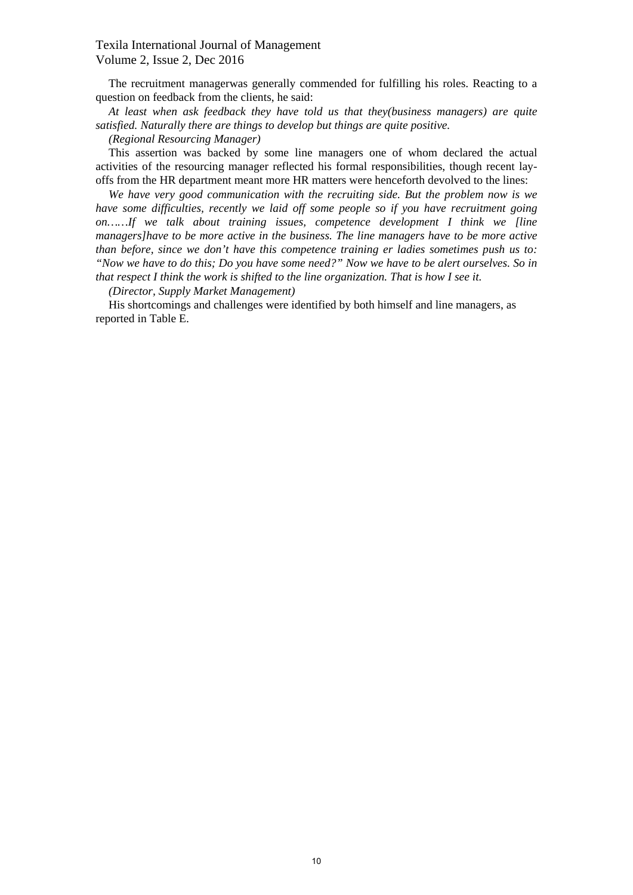The recruitment managerwas generally commended for fulfilling his roles. Reacting to a question on feedback from the clients, he said:

*At least when ask feedback they have told us that they(business managers) are quite satisfied. Naturally there are things to develop but things are quite positive.*

*(Regional Resourcing Manager)*

This assertion was backed by some line managers one of whom declared the actual activities of the resourcing manager reflected his formal responsibilities, though recent lay-offs from the HR department meant more HR matters were henceforth devolved to the lines:

*We have very good communication with the recruiting side. But the problem now is we have some difficulties, recently we laid off some people so if you have recruitment going on……If we talk about training issues, competence development I think we [line managers]have to be more active in the business. The line managers have to be more active than before, since we don't have this competence training er ladies sometimes push us to: "Now we have to do this; Do you have some need?" Now we have to be alert ourselves. So in that respect I think the work is shifted to the line organization. That is how I see it.*

*(Director, Supply Market Management)*

His shortcomings and challenges were identified by both himself and line managers, as reported in Table E.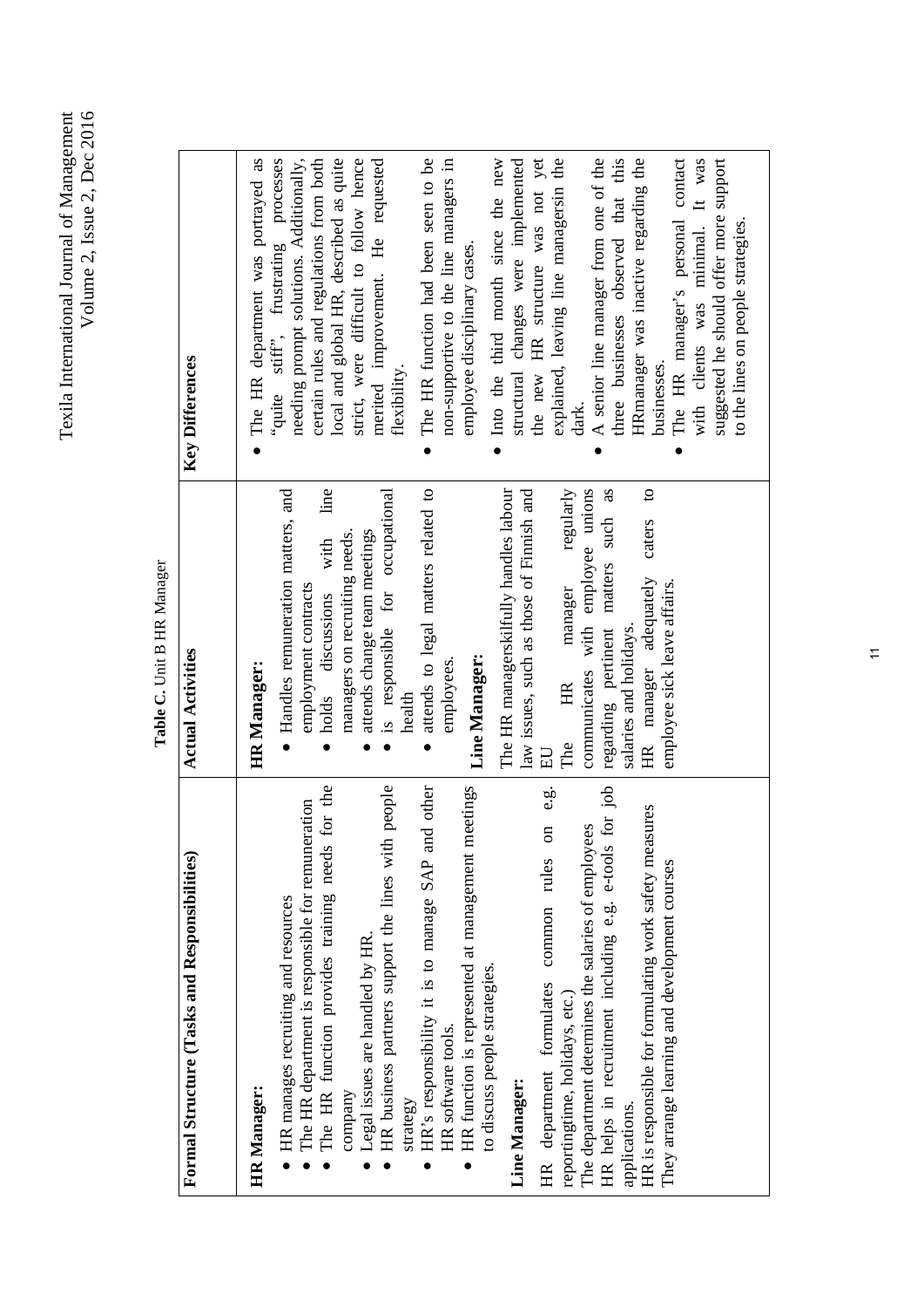**Table C.** Unit B HR Manager

| Formal Structure (Tasks and Responsibilities) | Actual Activities | Key Differences |
|---|---|---|
| **HR Manager:**<br>• HR manages recruiting and resources<br>• The HR department is responsible for remuneration<br>• The HR function provides training needs for the company<br>• Legal issues are handled by HR.<br>• HR business partners support the lines with people strategy<br>• HR's responsibility it is to manage SAP and other HR software tools.<br>• HR function is represented at management meetings to discuss people strategies.<br>**Line Manager:**<br>HR department formulates common rules on e.g. reportingtime, holidays, etc.)<br>The department determines the salaries of employees<br>HR helps in recruitment including e.g. e-tools for job applications.<br>HR is responsible for formulating work safety measures<br>They arrange learning and development courses | **HR Manager:**<br>• Handles remuneration matters, and employment contracts<br>• holds discussions with line managers on recruiting needs.<br>• attends change team meetings<br>• is responsible for occupational health<br>• attends to legal matters related to employees.<br>**Line Manager:**<br>The HR managerskilfully handles labour law issues, such as those of Finnish and EU<br>The HR manager regularly communicates with employee unions regarding pertinent matters such as salaries and holidays.<br>HR manager adequately caters to employee sick leave affairs. | • The HR department was portrayed as "quite stiff", frustrating processes needing prompt solutions. Additionally, certain rules and regulations from both local and global HR, described as quite strict, were difficult to follow hence merited improvement. He requested flexibility.<br>• The HR function had been seen to be non-supportive to the line managers in employee disciplinary cases.<br>• Into the third month since the new structural changes were implemented the new HR structure was not yet explained, leaving line managersin the dark.<br>• A senior line manager from one of the three businesses observed that this HRmanager was inactive regarding the businesses.<br>• The HR manager's personal contact with clients was minimal. It was suggested he should offer more support to the lines on people strategies. |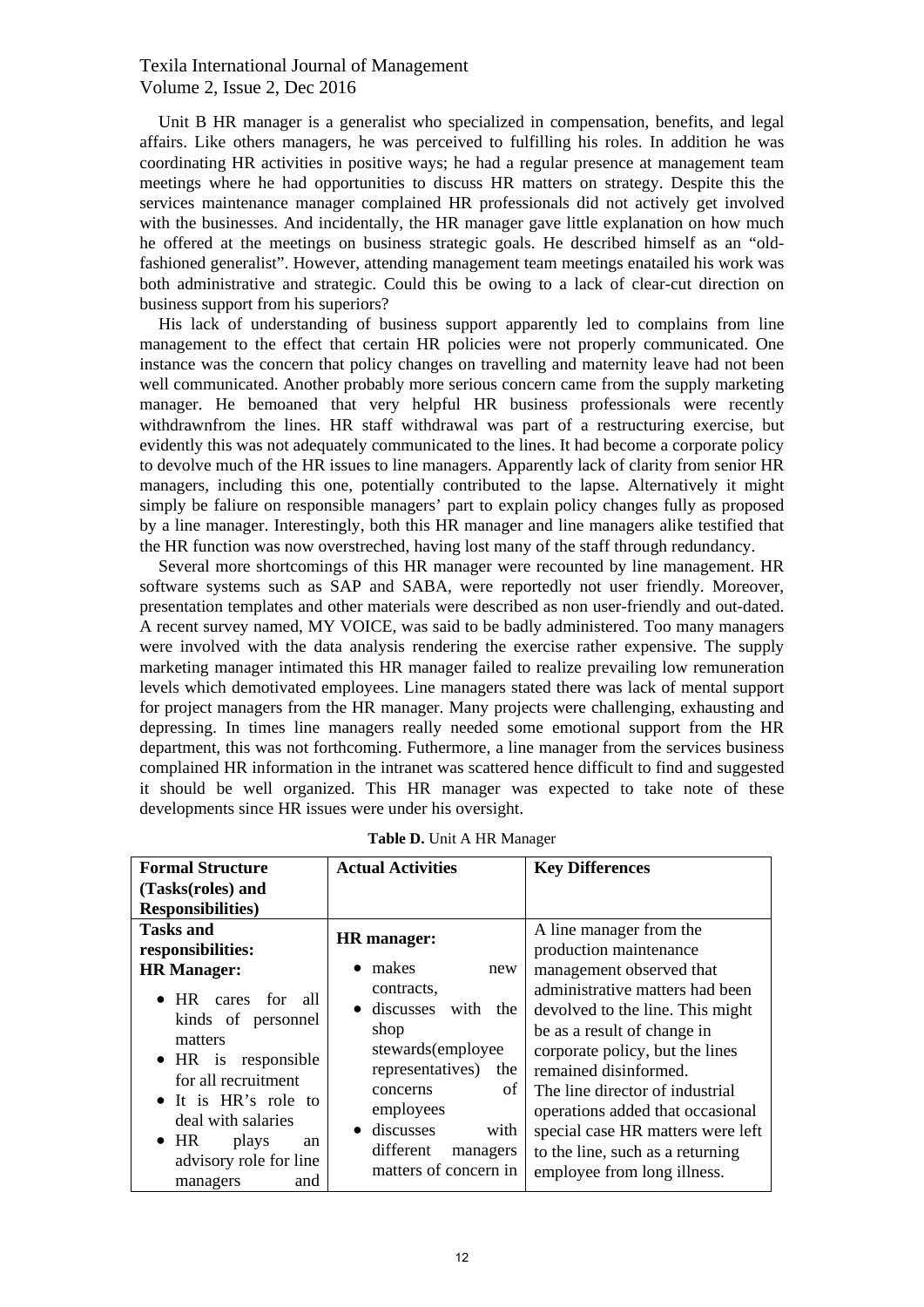Unit B HR manager is a generalist who specialized in compensation, benefits, and legal affairs. Like others managers, he was perceived to fulfilling his roles. In addition he was coordinating HR activities in positive ways; he had a regular presence at management team meetings where he had opportunities to discuss HR matters on strategy. Despite this the services maintenance manager complained HR professionals did not actively get involved with the businesses. And incidentally, the HR manager gave little explanation on how much he offered at the meetings on business strategic goals. He described himself as an "old-fashioned generalist". However, attending management team meetings enatailed his work was both administrative and strategic. Could this be owing to a lack of clear-cut direction on business support from his superiors?

His lack of understanding of business support apparently led to complains from line management to the effect that certain HR policies were not properly communicated. One instance was the concern that policy changes on travelling and maternity leave had not been well communicated. Another probably more serious concern came from the supply marketing manager. He bemoaned that very helpful HR business professionals were recently withdrawnfrom the lines. HR staff withdrawal was part of a restructuring exercise, but evidently this was not adequately communicated to the lines. It had become a corporate policy to devolve much of the HR issues to line managers. Apparently lack of clarity from senior HR managers, including this one, potentially contributed to the lapse. Alternatively it might simply be faliure on responsible managers' part to explain policy changes fully as proposed by a line manager. Interestingly, both this HR manager and line managers alike testified that the HR function was now overstreched, having lost many of the staff through redundancy.

Several more shortcomings of this HR manager were recounted by line management. HR software systems such as SAP and SABA, were reportedly not user friendly. Moreover, presentation templates and other materials were described as non user-friendly and out-dated. A recent survey named, MY VOICE, was said to be badly administered. Too many managers were involved with the data analysis rendering the exercise rather expensive. The supply marketing manager intimated this HR manager failed to realize prevailing low remuneration levels which demotivated employees. Line managers stated there was lack of mental support for project managers from the HR manager. Many projects were challenging, exhausting and depressing. In times line managers really needed some emotional support from the HR department, this was not forthcoming. Futhermore, a line manager from the services business complained HR information in the intranet was scattered hence difficult to find and suggested it should be well organized. This HR manager was expected to take note of these developments since HR issues were under his oversight.

**Table D.** Unit A HR Manager

| Formal Structure (Tasks(roles) and Responsibilities) | Actual Activities | Key Differences |
|---|---|---|
| **Tasks and responsibilities:**<br>**HR Manager:**<br>• HR cares for all kinds of personnel matters<br>• HR is responsible for all recruitment<br>• It is HR's role to deal with salaries<br>• HR plays an advisory role for line managers and | **HR manager:**<br>• makes new contracts,<br>• discusses with the shop stewards(employee representatives) the concerns of employees<br>• discusses with different managers matters of concern in | A line manager from the production maintenance management observed that administrative matters had been devolved to the line. This might be as a result of change in corporate policy, but the lines remained disinformed.<br>The line director of industrial operations added that occasional special case HR matters were left to the line, such as a returning employee from long illness. |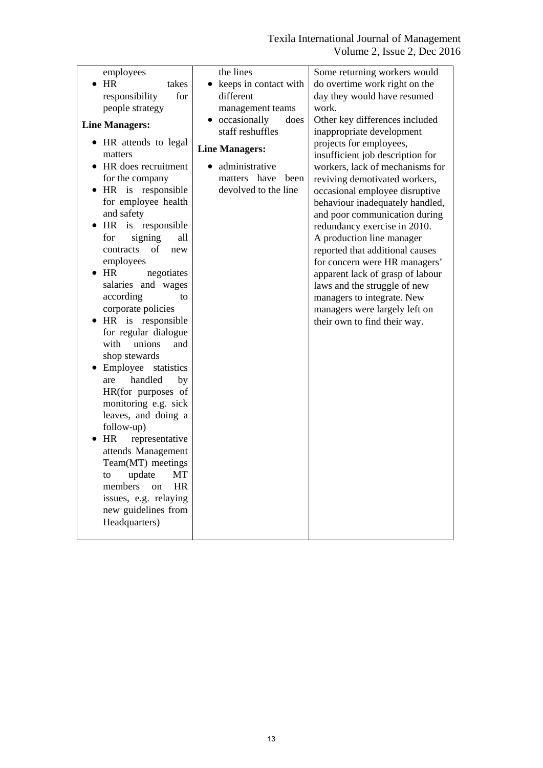| employees<br>• HR takes responsibility for people strategy<br>**Line Managers:**<br>• HR attends to legal matters<br>• HR does recruitment for the company<br>• HR is responsible for employee health and safety<br>• HR is responsible for signing all contracts of new employees<br>• HR negotiates salaries and wages according to corporate policies<br>• HR is responsible for regular dialogue with unions and shop stewards<br>• Employee statistics are handled by HR(for purposes of monitoring e.g. sick leaves, and doing a follow-up)<br>• HR representative attends Management Team(MT) meetings to update MT members on HR issues, e.g. relaying new guidelines from Headquarters) | the lines<br>• keeps in contact with different management teams<br>• occasionally does staff reshuffles<br>**Line Managers:**<br>• administrative matters have been devolved to the line | Some returning workers would do overtime work right on the day they would have resumed work.<br>Other key differences included inappropriate development projects for employees, insufficient job description for workers, lack of mechanisms for reviving demotivated workers, occasional employee disruptive behaviour inadequately handled, and poor communication during redundancy exercise in 2010.<br>A production line manager reported that additional causes for concern were HR managers' apparent lack of grasp of labour laws and the struggle of new managers to integrate. New managers were largely left on their own to find their way. |
|---|---|---|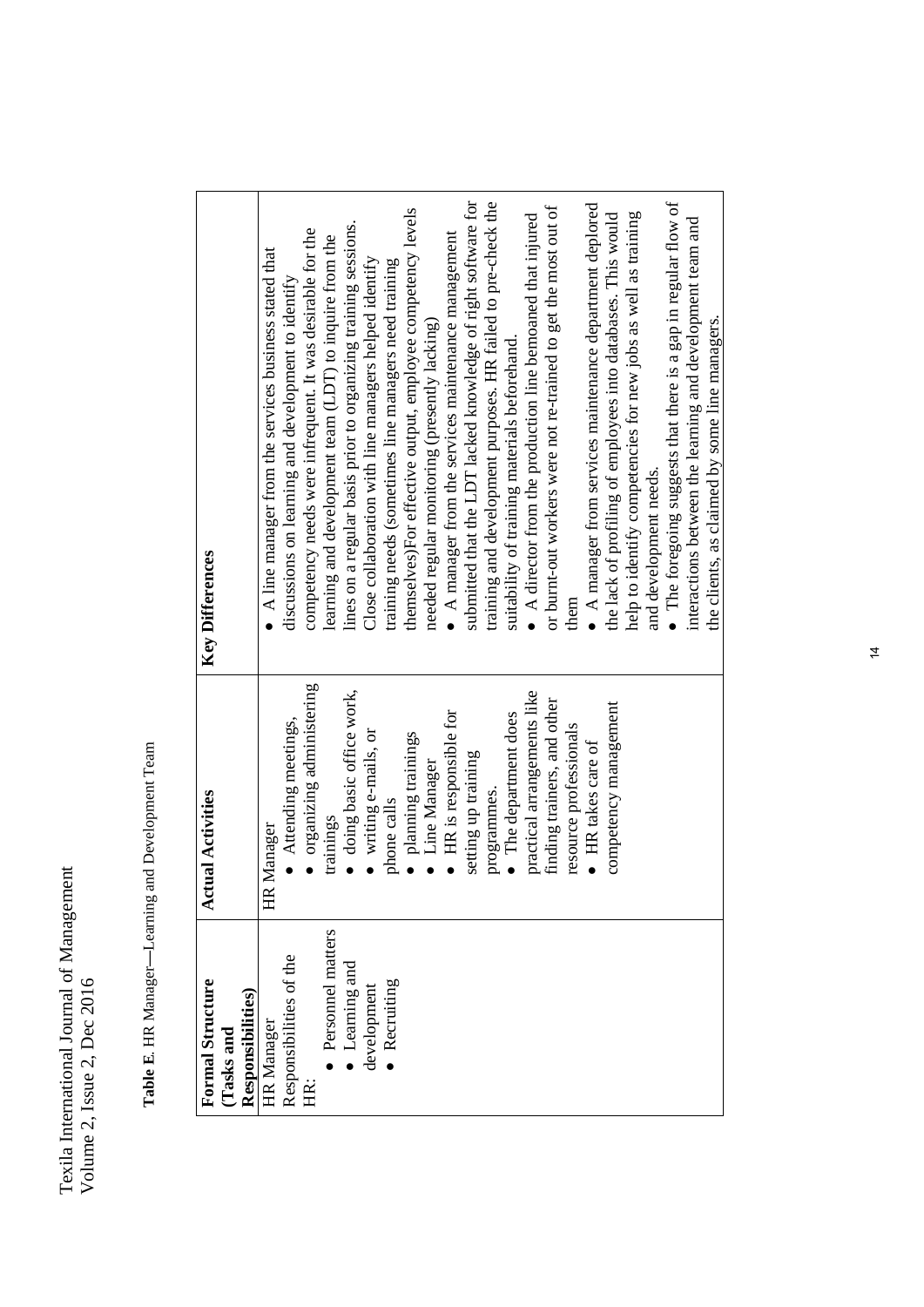**Table E**. HR Manager—Learning and Development Team

| Formal Structure (Tasks and Responsibilities) | Actual Activities | Key Differences |
|---|---|---|
| HR Manager<br>Responsibilities of the HR:<br>• Personnel matters<br>• Learning and development<br>• Recruiting | HR Manager<br>• Attending meetings,<br>• organizing administering trainings<br>• doing basic office work,<br>• writing e-mails, or phone calls<br>• planning trainings<br>• Line Manager<br>• HR is responsible for setting up training programmes.<br>• The department does practical arrangements like finding trainers, and other resource professionals<br>• HR takes care of competency management | • A line manager from the services business stated that discussions on learning and development to identify competency needs were infrequent. It was desirable for the learning and development team (LDT) to inquire from the lines on a regular basis prior to organizing training sessions. Close collaboration with line managers helped identify training needs (sometimes line managers need training themselves)For effective output, employee competency levels needed regular monitoring (presently lacking)<br>• A manager from the services maintenance management submitted that the LDT lacked knowledge of right software for training and development purposes. HR failed to pre-check the suitability of training materials beforehand.<br>• A director from the production line bemoaned that injured or burnt-out workers were not re-trained to get the most out of them<br>• A manager from services maintenance department deplored the lack of profiling of employees into databases. This would help to identify competencies for new jobs as well as training and development needs.<br>• The foregoing suggests that there is a gap in regular flow of interactions between the learning and development team and the clients, as claimed by some line managers. |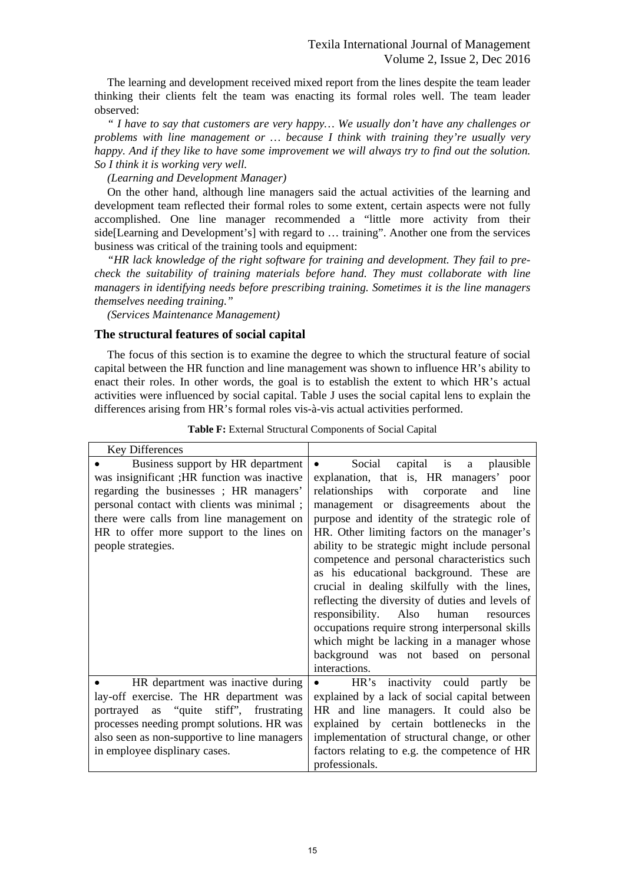The learning and development received mixed report from the lines despite the team leader thinking their clients felt the team was enacting its formal roles well. The team leader observed:

*" I have to say that customers are very happy… We usually don't have any challenges or problems with line management or … because I think with training they're usually very happy. And if they like to have some improvement we will always try to find out the solution. So I think it is working very well.*

*(Learning and Development Manager)*

On the other hand, although line managers said the actual activities of the learning and development team reflected their formal roles to some extent, certain aspects were not fully accomplished. One line manager recommended a "little more activity from their side[Learning and Development's] with regard to … training". Another one from the services business was critical of the training tools and equipment:

*"HR lack knowledge of the right software for training and development. They fail to pre-check the suitability of training materials before hand. They must collaborate with line managers in identifying needs before prescribing training. Sometimes it is the line managers themselves needing training."*

*(Services Maintenance Management)*

### The structural features of social capital

The focus of this section is to examine the degree to which the structural feature of social capital between the HR function and line management was shown to influence HR's ability to enact their roles. In other words, the goal is to establish the extent to which HR's actual activities were influenced by social capital. Table J uses the social capital lens to explain the differences arising from HR's formal roles vis-à-vis actual activities performed.

**Table F:** External Structural Components of Social Capital

| Key Differences | |
|---|---|
| • Business support by HR department was insignificant ;HR function was inactive regarding the businesses ; HR managers' personal contact with clients was minimal ; there were calls from line management on HR to offer more support to the lines on people strategies. | • Social capital is a plausible explanation, that is, HR managers' poor relationships with corporate and line management or disagreements about the purpose and identity of the strategic role of HR. Other limiting factors on the manager's ability to be strategic might include personal competence and personal characteristics such as his educational background. These are crucial in dealing skilfully with the lines, reflecting the diversity of duties and levels of responsibility. Also human resources occupations require strong interpersonal skills which might be lacking in a manager whose background was not based on personal interactions. |
| • HR department was inactive during lay-off exercise. The HR department was portrayed as "quite stiff", frustrating processes needing prompt solutions. HR was also seen as non-supportive to line managers in employee displinary cases. | • HR's inactivity could partly be explained by a lack of social capital between HR and line managers. It could also be explained by certain bottlenecks in the implementation of structural change, or other factors relating to e.g. the competence of HR professionals. |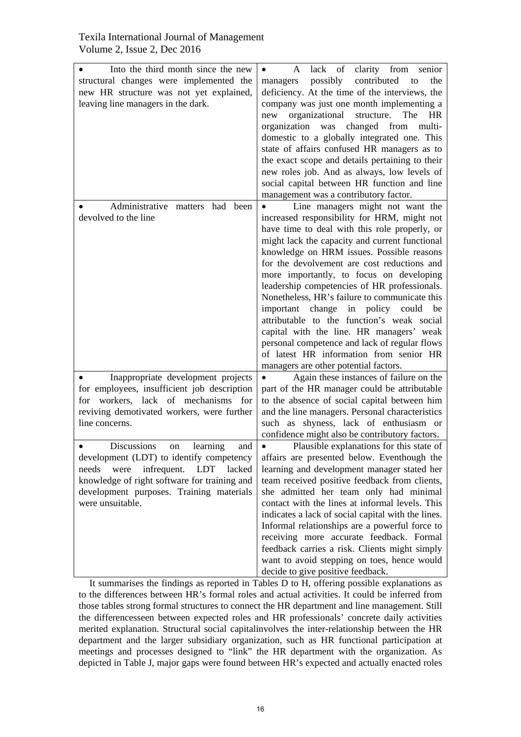| | |
|---|---|
| • Into the third month since the new structural changes were implemented the new HR structure was not yet explained, leaving line managers in the dark. | • A lack of clarity from senior managers possibly contributed to the deficiency. At the time of the interviews, the company was just one month implementing a new organizational structure. The HR organization was changed from multi-domestic to a globally integrated one. This state of affairs confused HR managers as to the exact scope and details pertaining to their new roles job. And as always, low levels of social capital between HR function and line management was a contributory factor. |
| • Administrative matters had been devolved to the line | • Line managers might not want the increased responsibility for HRM, might not have time to deal with this role properly, or might lack the capacity and current functional knowledge on HRM issues. Possible reasons for the devolvement are cost reductions and more importantly, to focus on developing leadership competencies of HR professionals. Nonetheless, HR's failure to communicate this important change in policy could be attributable to the function's weak social capital with the line. HR managers' weak personal competence and lack of regular flows of latest HR information from senior HR managers are other potential factors. |
| • Inappropriate development projects for employees, insufficient job description for workers, lack of mechanisms for reviving demotivated workers, were further line concerns. | • Again these instances of failure on the part of the HR manager could be attributable to the absence of social capital between him and the line managers. Personal characteristics such as shyness, lack of enthusiasm or confidence might also be contributory factors. |
| • Discussions on learning and development (LDT) to identify competency needs were infrequent. LDT lacked knowledge of right software for training and development purposes. Training materials were unsuitable. | • Plausible explanations for this state of affairs are presented below. Eventhough the learning and development manager stated her team received positive feedback from clients, she admitted her team only had minimal contact with the lines at informal levels. This indicates a lack of social capital with the lines. Informal relationships are a powerful force to receiving more accurate feedback. Formal feedback carries a risk. Clients might simply want to avoid stepping on toes, hence would decide to give positive feedback. |

It summarises the findings as reported in Tables D to H, offering possible explanations as to the differences between HR's formal roles and actual activities. It could be inferred from those tables strong formal structures to connect the HR department and line management. Still the differencesseen between expected roles and HR professionals' concrete daily activities merited explanation. Structural social capitalinvolves the inter-relationship between the HR department and the larger subsidiary organization, such as HR functional participation at meetings and processes designed to "link" the HR department with the organization. As depicted in Table J, major gaps were found between HR's expected and actually enacted roles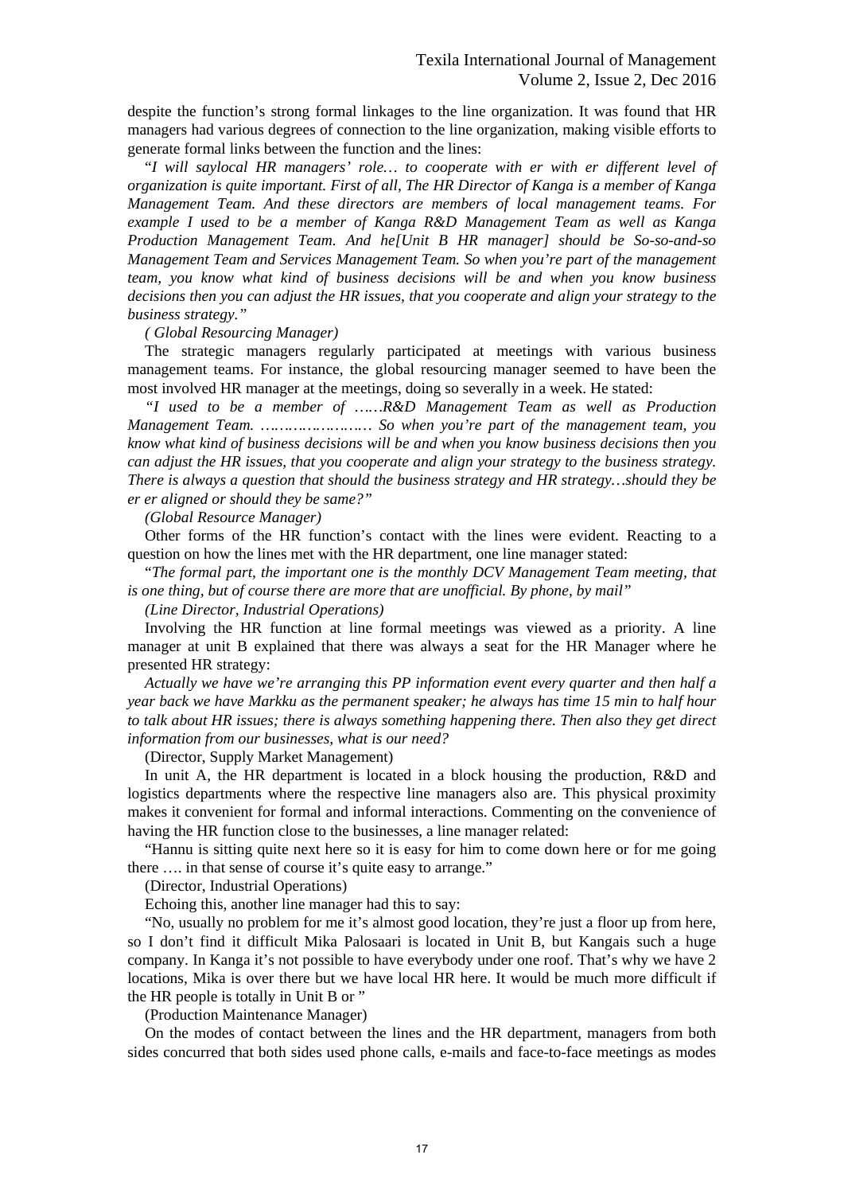despite the function's strong formal linkages to the line organization. It was found that HR managers had various degrees of connection to the line organization, making visible efforts to generate formal links between the function and the lines:

"*I will saylocal HR managers' role… to cooperate with er with er different level of organization is quite important. First of all, The HR Director of Kanga is a member of Kanga Management Team. And these directors are members of local management teams. For example I used to be a member of Kanga R&D Management Team as well as Kanga Production Management Team. And he[Unit B HR manager] should be So-so-and-so Management Team and Services Management Team. So when you're part of the management team, you know what kind of business decisions will be and when you know business decisions then you can adjust the HR issues, that you cooperate and align your strategy to the business strategy.*"

*( Global Resourcing Manager)*

The strategic managers regularly participated at meetings with various business management teams. For instance, the global resourcing manager seemed to have been the most involved HR manager at the meetings, doing so severally in a week. He stated:

*"I used to be a member of ……R&D Management Team as well as Production Management Team. …………………… So when you're part of the management team, you know what kind of business decisions will be and when you know business decisions then you can adjust the HR issues, that you cooperate and align your strategy to the business strategy. There is always a question that should the business strategy and HR strategy…should they be er er aligned or should they be same?"*

*(Global Resource Manager)*

Other forms of the HR function's contact with the lines were evident. Reacting to a question on how the lines met with the HR department, one line manager stated:

"*The formal part, the important one is the monthly DCV Management Team meeting, that is one thing, but of course there are more that are unofficial. By phone, by mail"*

*(Line Director, Industrial Operations)*

Involving the HR function at line formal meetings was viewed as a priority. A line manager at unit B explained that there was always a seat for the HR Manager where he presented HR strategy:

*Actually we have we're arranging this PP information event every quarter and then half a year back we have Markku as the permanent speaker; he always has time 15 min to half hour to talk about HR issues; there is always something happening there. Then also they get direct information from our businesses, what is our need?*

(Director, Supply Market Management)

In unit A, the HR department is located in a block housing the production, R&D and logistics departments where the respective line managers also are. This physical proximity makes it convenient for formal and informal interactions. Commenting on the convenience of having the HR function close to the businesses, a line manager related:

"Hannu is sitting quite next here so it is easy for him to come down here or for me going there …. in that sense of course it's quite easy to arrange."

(Director, Industrial Operations)

Echoing this, another line manager had this to say:

"No, usually no problem for me it's almost good location, they're just a floor up from here, so I don't find it difficult Mika Palosaari is located in Unit B, but Kangais such a huge company. In Kanga it's not possible to have everybody under one roof. That's why we have 2 locations, Mika is over there but we have local HR here. It would be much more difficult if the HR people is totally in Unit B or "

(Production Maintenance Manager)

On the modes of contact between the lines and the HR department, managers from both sides concurred that both sides used phone calls, e-mails and face-to-face meetings as modes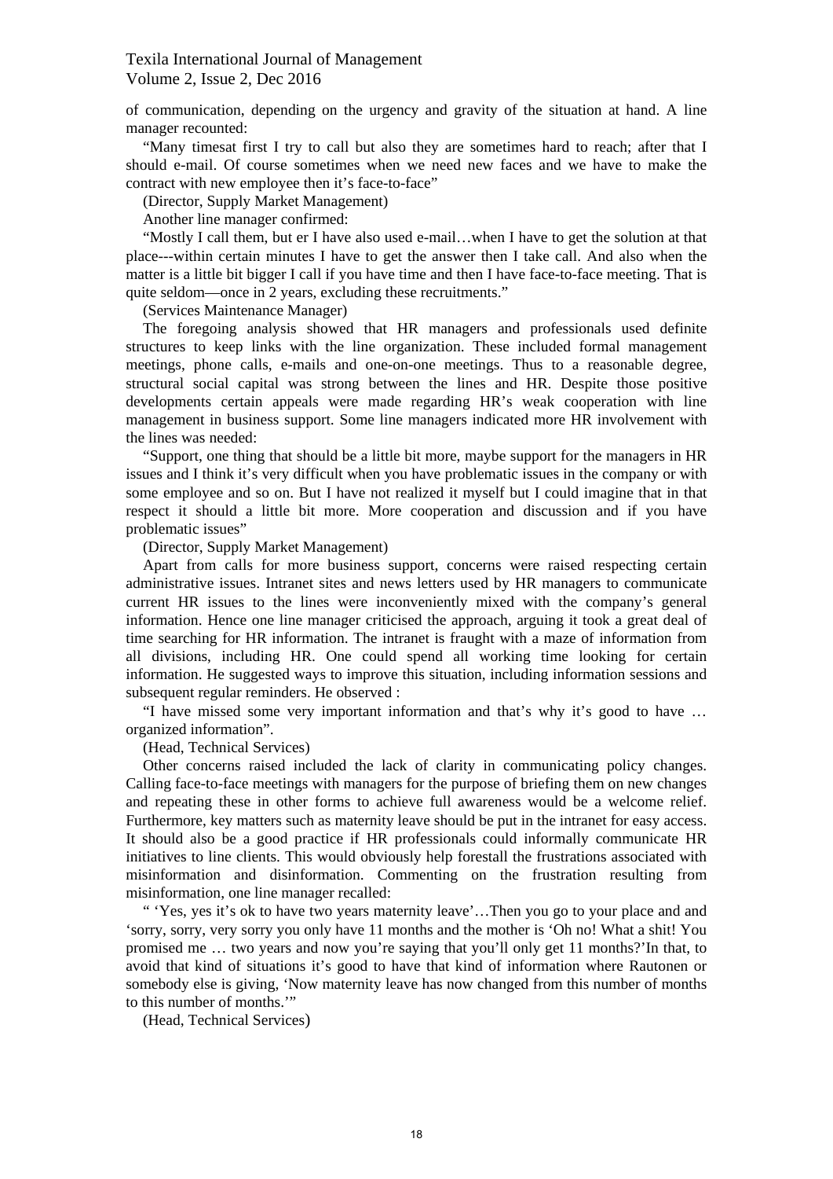of communication, depending on the urgency and gravity of the situation at hand. A line manager recounted:

"Many timesat first I try to call but also they are sometimes hard to reach; after that I should e-mail. Of course sometimes when we need new faces and we have to make the contract with new employee then it's face-to-face"

(Director, Supply Market Management)

Another line manager confirmed:

"Mostly I call them, but er I have also used e-mail…when I have to get the solution at that place---within certain minutes I have to get the answer then I take call. And also when the matter is a little bit bigger I call if you have time and then I have face-to-face meeting. That is quite seldom—once in 2 years, excluding these recruitments."

(Services Maintenance Manager)

The foregoing analysis showed that HR managers and professionals used definite structures to keep links with the line organization. These included formal management meetings, phone calls, e-mails and one-on-one meetings. Thus to a reasonable degree, structural social capital was strong between the lines and HR. Despite those positive developments certain appeals were made regarding HR's weak cooperation with line management in business support. Some line managers indicated more HR involvement with the lines was needed:

"Support, one thing that should be a little bit more, maybe support for the managers in HR issues and I think it's very difficult when you have problematic issues in the company or with some employee and so on. But I have not realized it myself but I could imagine that in that respect it should a little bit more. More cooperation and discussion and if you have problematic issues"

(Director, Supply Market Management)

Apart from calls for more business support, concerns were raised respecting certain administrative issues. Intranet sites and news letters used by HR managers to communicate current HR issues to the lines were inconveniently mixed with the company's general information. Hence one line manager criticised the approach, arguing it took a great deal of time searching for HR information. The intranet is fraught with a maze of information from all divisions, including HR. One could spend all working time looking for certain information. He suggested ways to improve this situation, including information sessions and subsequent regular reminders. He observed :

"I have missed some very important information and that's why it's good to have … organized information".

(Head, Technical Services)

Other concerns raised included the lack of clarity in communicating policy changes. Calling face-to-face meetings with managers for the purpose of briefing them on new changes and repeating these in other forms to achieve full awareness would be a welcome relief. Furthermore, key matters such as maternity leave should be put in the intranet for easy access. It should also be a good practice if HR professionals could informally communicate HR initiatives to line clients. This would obviously help forestall the frustrations associated with misinformation and disinformation. Commenting on the frustration resulting from misinformation, one line manager recalled:

" 'Yes, yes it's ok to have two years maternity leave'…Then you go to your place and and 'sorry, sorry, very sorry you only have 11 months and the mother is 'Oh no! What a shit! You promised me … two years and now you're saying that you'll only get 11 months?'In that, to avoid that kind of situations it's good to have that kind of information where Rautonen or somebody else is giving, 'Now maternity leave has now changed from this number of months to this number of months.'"

(Head, Technical Services)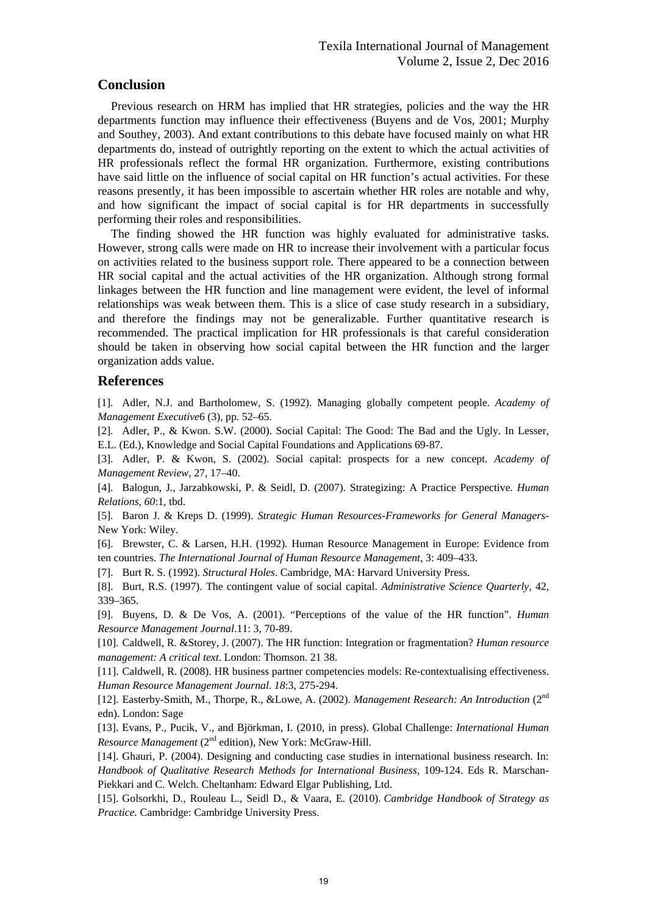## Conclusion

Previous research on HRM has implied that HR strategies, policies and the way the HR departments function may influence their effectiveness (Buyens and de Vos, 2001; Murphy and Southey, 2003). And extant contributions to this debate have focused mainly on what HR departments do, instead of outrightly reporting on the extent to which the actual activities of HR professionals reflect the formal HR organization. Furthermore, existing contributions have said little on the influence of social capital on HR function's actual activities. For these reasons presently, it has been impossible to ascertain whether HR roles are notable and why, and how significant the impact of social capital is for HR departments in successfully performing their roles and responsibilities.

The finding showed the HR function was highly evaluated for administrative tasks. However, strong calls were made on HR to increase their involvement with a particular focus on activities related to the business support role. There appeared to be a connection between HR social capital and the actual activities of the HR organization. Although strong formal linkages between the HR function and line management were evident, the level of informal relationships was weak between them. This is a slice of case study research in a subsidiary, and therefore the findings may not be generalizable. Further quantitative research is recommended. The practical implication for HR professionals is that careful consideration should be taken in observing how social capital between the HR function and the larger organization adds value.

## References

[1]. Adler, N.J. and Bartholomew, S. (1992). Managing globally competent people. *Academy of Management Executive*6 (3), pp. 52–65.

[2]. Adler, P., & Kwon. S.W. (2000). Social Capital: The Good: The Bad and the Ugly. In Lesser, E.L. (Ed.), Knowledge and Social Capital Foundations and Applications 69-87.

[3]. Adler, P. & Kwon, S. (2002). Social capital: prospects for a new concept. *Academy of Management Review*, 27, 17–40.

[4]. Balogun, J., Jarzabkowski, P. & Seidl, D. (2007). Strategizing: A Practice Perspective. *Human Relations*, *60*:1, tbd.

[5]. Baron J. & Kreps D. (1999). *Strategic Human Resources-Frameworks for General Managers-* New York: Wiley.

[6]. Brewster, C. & Larsen, H.H. (1992). Human Resource Management in Europe: Evidence from ten countries. *The International Journal of Human Resource Management*, 3: 409–433.

[7]. Burt R. S. (1992). *Structural Holes*. Cambridge, MA: Harvard University Press.

[8]. Burt, R.S. (1997). The contingent value of social capital. *Administrative Science Quarterly*, 42, 339–365.

[9]. Buyens, D. & De Vos, A. (2001). "Perceptions of the value of the HR function". *Human Resource Management Journal*.11: 3, 70-89.

[10]. Caldwell, R. &Storey, J. (2007). The HR function: Integration or fragmentation? *Human resource management: A critical text*. London: Thomson. 21 38.

[11]. Caldwell, R. (2008). HR business partner competencies models: Re-contextualising effectiveness. *Human Resource Management Journal*. *18*:3, 275-294.

[12]. Easterby-Smith, M., Thorpe, R., &Lowe, A. (2002). *Management Research: An Introduction* (2nd edn). London: Sage

[13]. Evans, P., Pucik, V., and Björkman, I. (2010, in press). Global Challenge: *International Human Resource Management* (2nd edition), New York: McGraw-Hill.

[14]. Ghauri, P. (2004). Designing and conducting case studies in international business research. In: *Handbook of Qualitative Research Methods for International Business*, 109-124. Eds R. Marschan-Piekkari and C. Welch. Cheltanham: Edward Elgar Publishing, Ltd.

[15]. Golsorkhi, D., Rouleau L., Seidl D., & Vaara, E. (2010). *Cambridge Handbook of Strategy as Practice.* Cambridge: Cambridge University Press.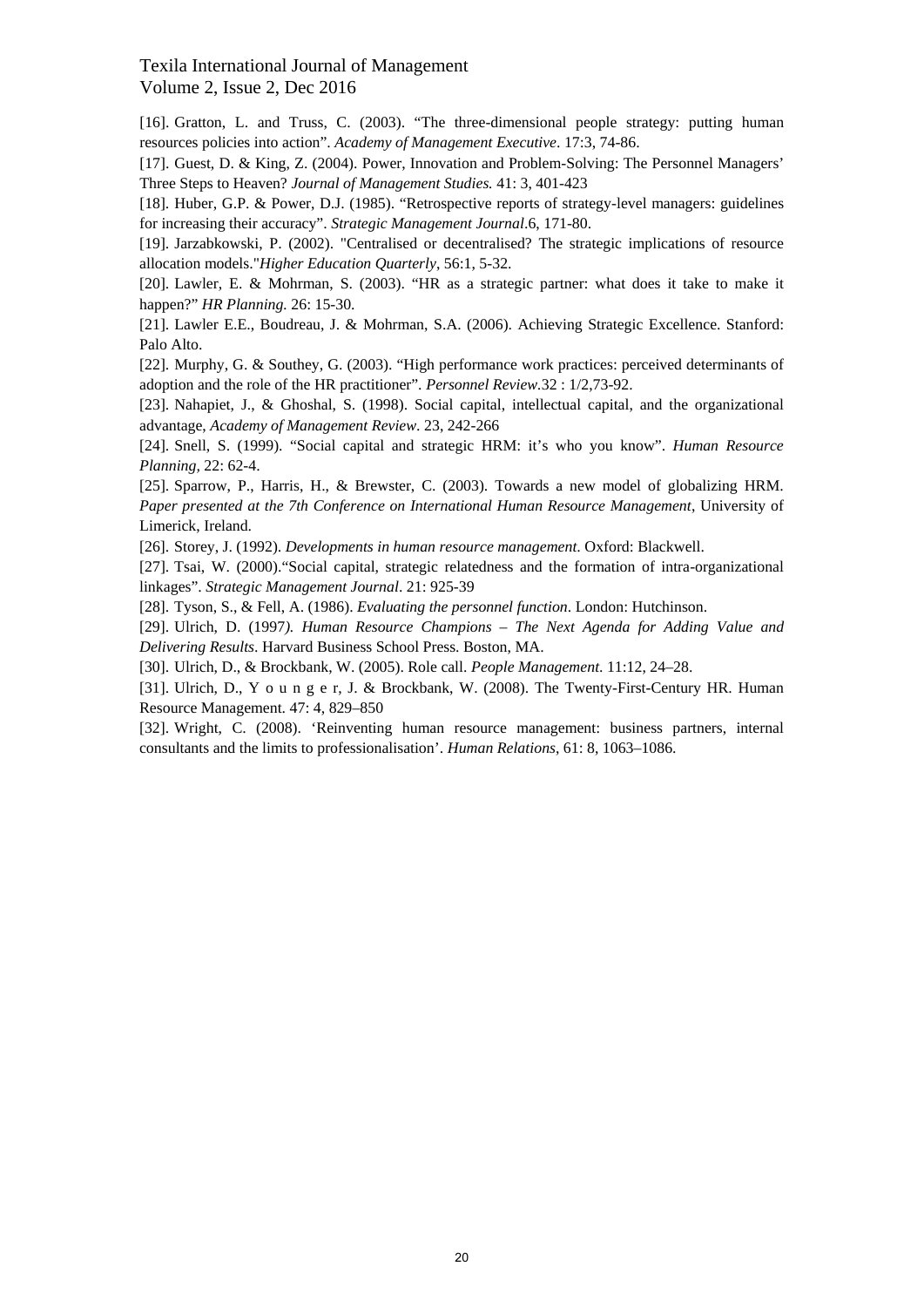[16]. Gratton, L. and Truss, C. (2003). “The three-dimensional people strategy: putting human resources policies into action”. *Academy of Management Executive*. 17:3, 74-86.

[17]. Guest, D. & King, Z. (2004). Power, Innovation and Problem-Solving: The Personnel Managers' Three Steps to Heaven? *Journal of Management Studies.* 41: 3, 401-423

[18]. Huber, G.P. & Power, D.J. (1985). “Retrospective reports of strategy-level managers: guidelines for increasing their accuracy”. *Strategic Management Journal*.6, 171-80.

[19]. Jarzabkowski, P. (2002). "Centralised or decentralised? The strategic implications of resource allocation models."*Higher Education Quarterly*, 56:1, 5-32.

[20]. Lawler, E. & Mohrman, S. (2003). “HR as a strategic partner: what does it take to make it happen?” *HR Planning.* 26: 15-30.

[21]. Lawler E.E., Boudreau, J. & Mohrman, S.A. (2006). Achieving Strategic Excellence. Stanford: Palo Alto.

[22]. Murphy, G. & Southey, G. (2003). “High performance work practices: perceived determinants of adoption and the role of the HR practitioner”. *Personnel Review*.32 : 1/2,73-92.

[23]. Nahapiet, J., & Ghoshal, S. (1998). Social capital, intellectual capital, and the organizational advantage, *Academy of Management Review*. 23, 242-266

[24]. Snell, S. (1999). “Social capital and strategic HRM: it's who you know”. *Human Resource Planning,* 22: 62-4.

[25]. Sparrow, P., Harris, H., & Brewster, C. (2003). Towards a new model of globalizing HRM. *Paper presented at the 7th Conference on International Human Resource Management*, University of Limerick, Ireland.

[26]. Storey, J. (1992). *Developments in human resource management*. Oxford: Blackwell.

[27]. Tsai, W. (2000).“Social capital, strategic relatedness and the formation of intra-organizational linkages”. *Strategic Management Journal*. 21: 925-39

[28]. Tyson, S., & Fell, A. (1986). *Evaluating the personnel function*. London: Hutchinson.

[29]. Ulrich, D. (1997*). Human Resource Champions – The Next Agenda for Adding Value and Delivering Results*. Harvard Business School Press. Boston, MA.

[30]. Ulrich, D., & Brockbank, W. (2005). Role call. *People Management*. 11:12, 24–28.

[31]. Ulrich, D., Y o u n g e r, J. & Brockbank, W. (2008). The Twenty-First-Century HR. Human Resource Management. 47: 4, 829–850

[32]. Wright, C. (2008). ‘Reinventing human resource management: business partners, internal consultants and the limits to professionalisation’. *Human Relations*, 61: 8, 1063–1086.